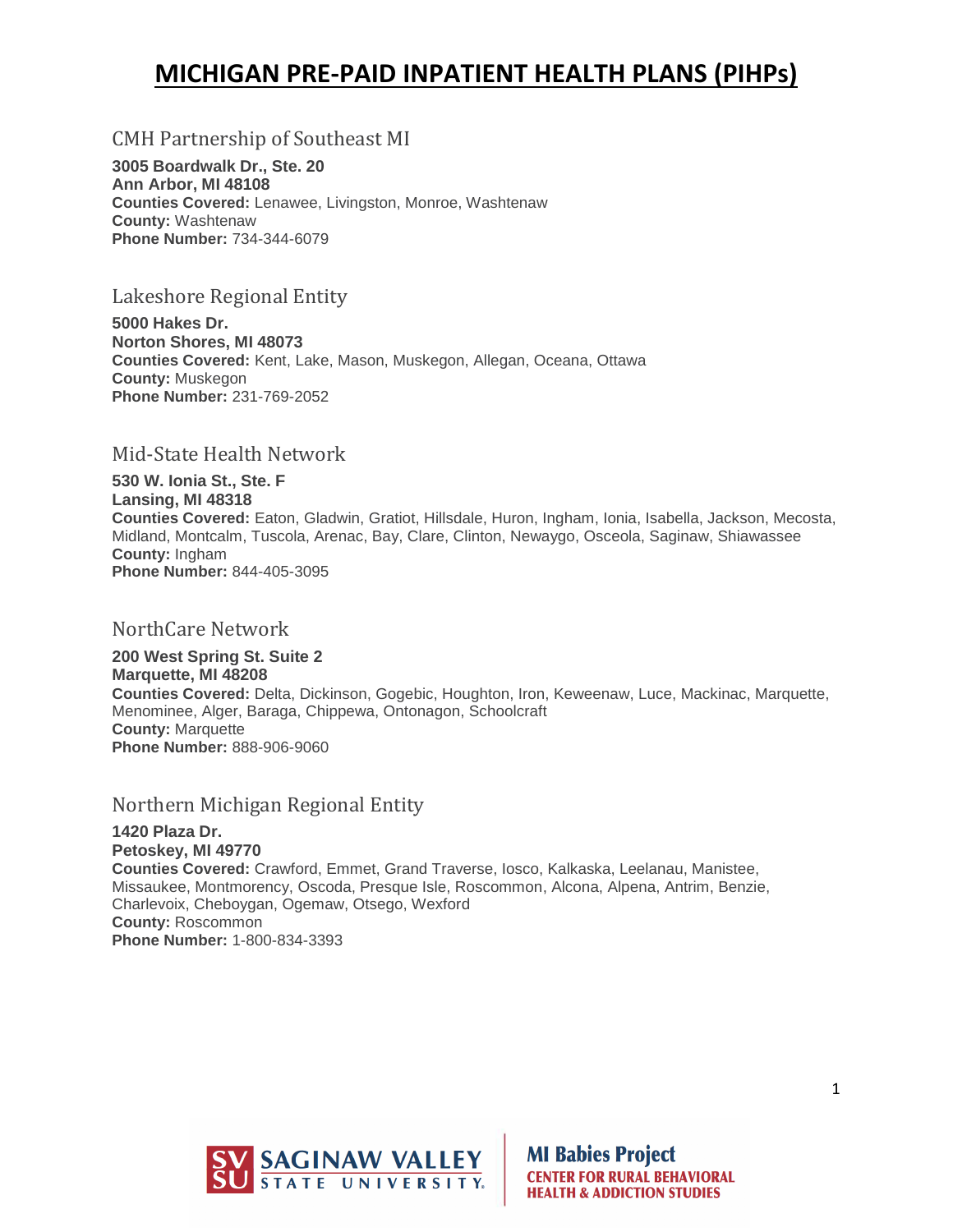# MICHIGAN PRE-PAID INPATIENT HEALTH PLANS (PIHPs)

## CMH Partnership of Southeast MI

**3005 Boardwalk Dr., Ste. 20**
**Ann Arbor, MI 48108**
**Counties Covered:** Lenawee, Livingston, Monroe, Washtenaw
**County:** Washtenaw
**Phone Number:** 734-344-6079

## Lakeshore Regional Entity

**5000 Hakes Dr.**
**Norton Shores, MI 48073**
**Counties Covered:** Kent, Lake, Mason, Muskegon, Allegan, Oceana, Ottawa
**County:** Muskegon
**Phone Number:** 231-769-2052

## Mid-State Health Network

**530 W. Ionia St., Ste. F**
**Lansing, MI 48318**
**Counties Covered:** Eaton, Gladwin, Gratiot, Hillsdale, Huron, Ingham, Ionia, Isabella, Jackson, Mecosta, Midland, Montcalm, Tuscola, Arenac, Bay, Clare, Clinton, Newaygo, Osceola, Saginaw, Shiawassee
**County:** Ingham
**Phone Number:** 844-405-3095

## NorthCare Network

**200 West Spring St. Suite 2**
**Marquette, MI 48208**
**Counties Covered:** Delta, Dickinson, Gogebic, Houghton, Iron, Keweenaw, Luce, Mackinac, Marquette, Menominee, Alger, Baraga, Chippewa, Ontonagon, Schoolcraft
**County:** Marquette
**Phone Number:** 888-906-9060

## Northern Michigan Regional Entity

**1420 Plaza Dr.**
**Petoskey, MI 49770**
**Counties Covered:** Crawford, Emmet, Grand Traverse, Iosco, Kalkaska, Leelanau, Manistee, Missaukee, Montmorency, Oscoda, Presque Isle, Roscommon, Alcona, Alpena, Antrim, Benzie, Charlevoix, Cheboygan, Ogemaw, Otsego, Wexford
**County:** Roscommon
**Phone Number:** 1-800-834-3393

SVSU SAGINAW VALLEY STATE UNIVERSITY | MI Babies Project — CENTER FOR RURAL BEHAVIORAL HEALTH & ADDICTION STUDIES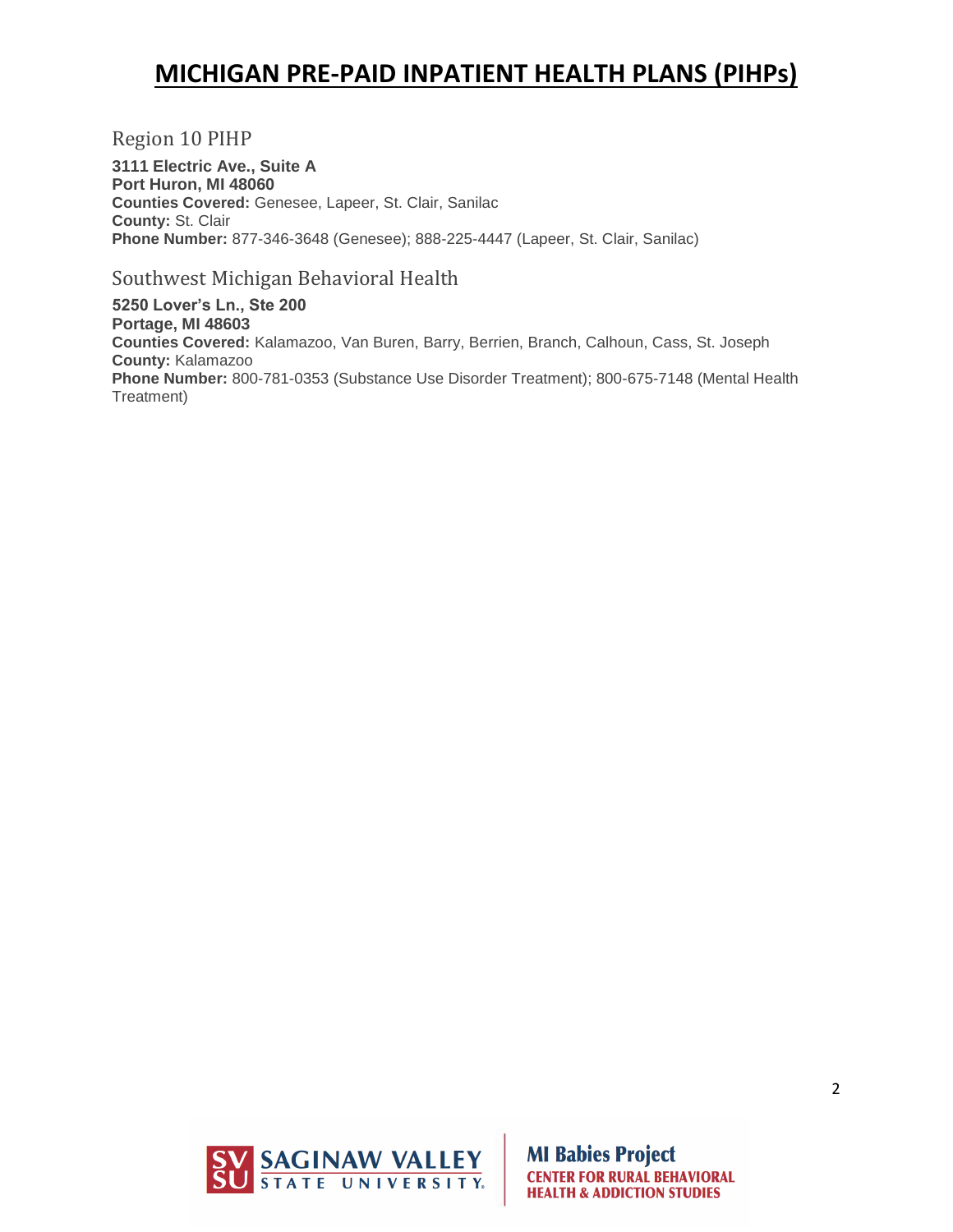# MICHIGAN PRE-PAID INPATIENT HEALTH PLANS (PIHPs)

## Region 10 PIHP

**3111 Electric Ave., Suite A**
**Port Huron, MI 48060**
**Counties Covered:** Genesee, Lapeer, St. Clair, Sanilac
**County:** St. Clair
**Phone Number:** 877-346-3648 (Genesee); 888-225-4447 (Lapeer, St. Clair, Sanilac)

## Southwest Michigan Behavioral Health

**5250 Lover's Ln., Ste 200**
**Portage, MI 48603**
**Counties Covered:** Kalamazoo, Van Buren, Barry, Berrien, Branch, Calhoun, Cass, St. Joseph
**County:** Kalamazoo
**Phone Number:** 800-781-0353 (Substance Use Disorder Treatment); 800-675-7148 (Mental Health Treatment)